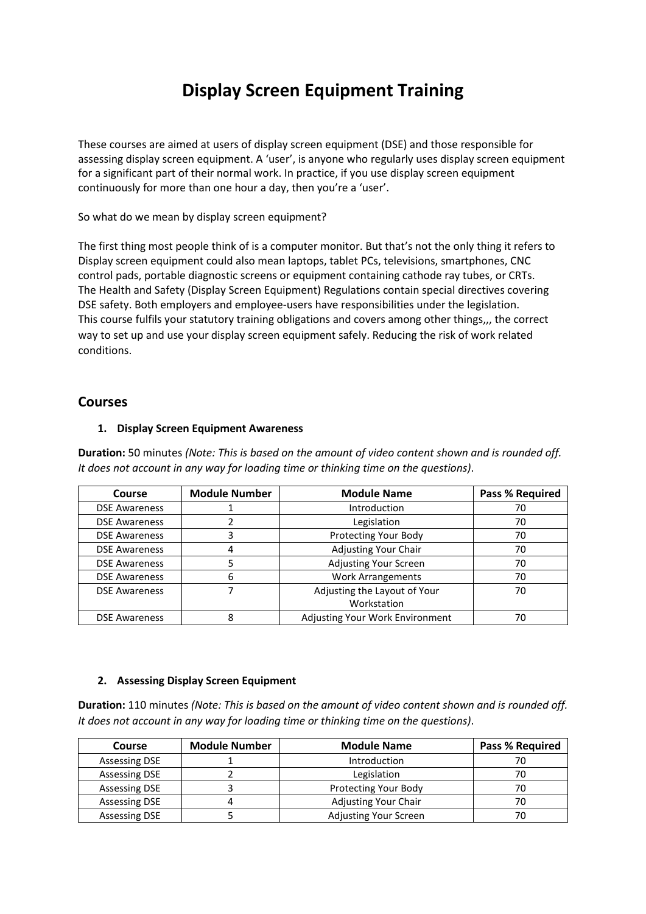# Display Screen Equipment Training

These courses are aimed at users of display screen equipment (DSE) and those responsible for assessing display screen equipment. A 'user', is anyone who regularly uses display screen equipment for a significant part of their normal work. In practice, if you use display screen equipment continuously for more than one hour a day, then you're a 'user'.

So what do we mean by display screen equipment?

The first thing most people think of is a computer monitor. But that's not the only thing it refers to Display screen equipment could also mean laptops, tablet PCs, televisions, smartphones, CNC control pads, portable diagnostic screens or equipment containing cathode ray tubes, or CRTs. The Health and Safety (Display Screen Equipment) Regulations contain special directives covering DSE safety. Both employers and employee-users have responsibilities under the legislation. This course fulfils your statutory training obligations and covers among other things,,, the correct way to set up and use your display screen equipment safely. Reducing the risk of work related conditions.

## Courses

### 1. Display Screen Equipment Awareness

**Duration:** 50 minutes *(Note: This is based on the amount of video content shown and is rounded off. It does not account in any way for loading time or thinking time on the questions)*.

| Course | Module Number | Module Name | Pass % Required |
|---|---|---|---|
| DSE Awareness | 1 | Introduction | 70 |
| DSE Awareness | 2 | Legislation | 70 |
| DSE Awareness | 3 | Protecting Your Body | 70 |
| DSE Awareness | 4 | Adjusting Your Chair | 70 |
| DSE Awareness | 5 | Adjusting Your Screen | 70 |
| DSE Awareness | 6 | Work Arrangements | 70 |
| DSE Awareness | 7 | Adjusting the Layout of Your Workstation | 70 |
| DSE Awareness | 8 | Adjusting Your Work Environment | 70 |

### 2. Assessing Display Screen Equipment

**Duration:** 110 minutes *(Note: This is based on the amount of video content shown and is rounded off. It does not account in any way for loading time or thinking time on the questions)*.

| Course | Module Number | Module Name | Pass % Required |
|---|---|---|---|
| Assessing DSE | 1 | Introduction | 70 |
| Assessing DSE | 2 | Legislation | 70 |
| Assessing DSE | 3 | Protecting Your Body | 70 |
| Assessing DSE | 4 | Adjusting Your Chair | 70 |
| Assessing DSE | 5 | Adjusting Your Screen | 70 |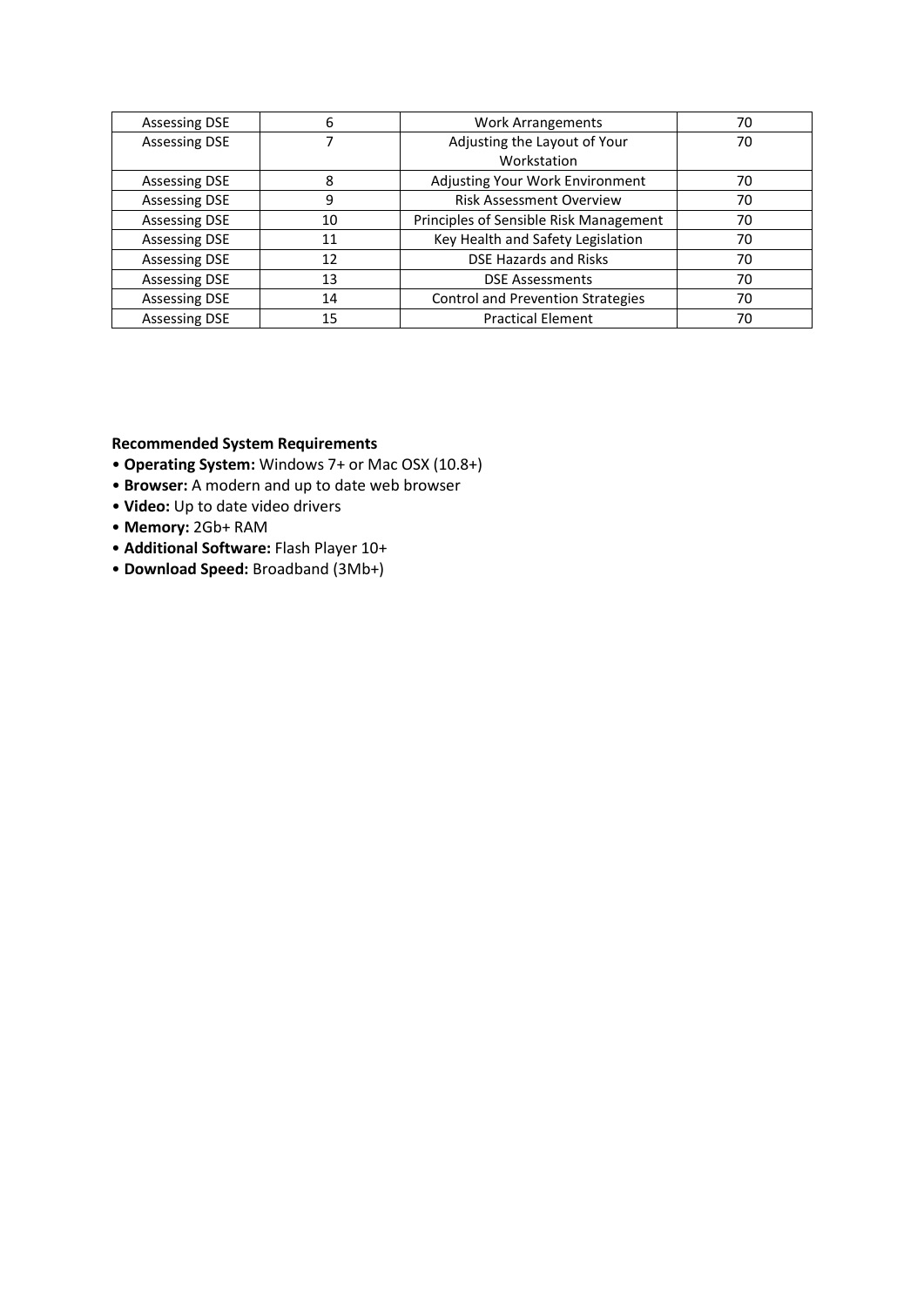| | | | |
|---|---|---|---|
| Assessing DSE | 6 | Work Arrangements | 70 |
| Assessing DSE | 7 | Adjusting the Layout of Your Workstation | 70 |
| Assessing DSE | 8 | Adjusting Your Work Environment | 70 |
| Assessing DSE | 9 | Risk Assessment Overview | 70 |
| Assessing DSE | 10 | Principles of Sensible Risk Management | 70 |
| Assessing DSE | 11 | Key Health and Safety Legislation | 70 |
| Assessing DSE | 12 | DSE Hazards and Risks | 70 |
| Assessing DSE | 13 | DSE Assessments | 70 |
| Assessing DSE | 14 | Control and Prevention Strategies | 70 |
| Assessing DSE | 15 | Practical Element | 70 |

**Recommended System Requirements**

- **Operating System:** Windows 7+ or Mac OSX (10.8+)
- **Browser:** A modern and up to date web browser
- **Video:** Up to date video drivers
- **Memory:** 2Gb+ RAM
- **Additional Software:** Flash Player 10+
- **Download Speed:** Broadband (3Mb+)